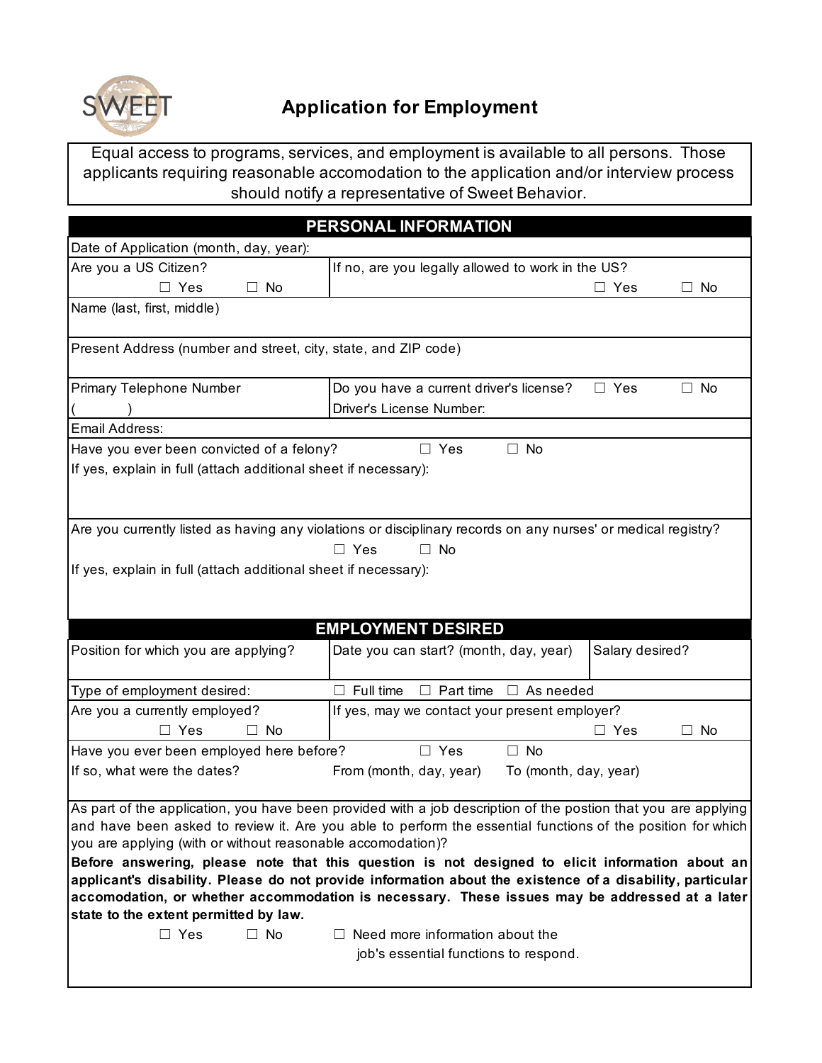SWEET

# Application for Employment

Equal access to programs, services, and employment is available to all persons. Those applicants requiring reasonable accomodation to the application and/or interview process should notify a representative of Sweet Behavior.

## PERSONAL INFORMATION

| | |
|---|---|
| Date of Application (month, day, year): | |
| Are you a US Citizen? ☐ Yes ☐ No | If no, are you legally allowed to work in the US? ☐ Yes ☐ No |
| Name (last, first, middle) | |
| Present Address (number and street, city, state, and ZIP code) | |
| Primary Telephone Number ( ) | Do you have a current driver's license? ☐ Yes ☐ No<br>Driver's License Number: |
| Email Address: | |

Have you ever been convicted of a felony? ☐ Yes ☐ No

If yes, explain in full (attach additional sheet if necessary):

Are you currently listed as having any violations or disciplinary records on any nurses' or medical registry?

☐ Yes ☐ No

If yes, explain in full (attach additional sheet if necessary):

## EMPLOYMENT DESIRED

| Position for which you are applying? | Date you can start? (month, day, year) | Salary desired? |
|---|---|---|
| Type of employment desired: | ☐ Full time ☐ Part time ☐ As needed | |
| Are you a currently employed? ☐ Yes ☐ No | If yes, may we contact your present employer? ☐ Yes ☐ No | |

Have you ever been employed here before? ☐ Yes ☐ No

If so, what were the dates? From (month, day, year) To (month, day, year)

As part of the application, you have been provided with a job description of the postion that you are applying and have been asked to review it. Are you able to perform the essential functions of the position for which you are applying (with or without reasonable accomodation)?

**Before answering, please note that this question is not designed to elicit information about an applicant's disability. Please do not provide information about the existence of a disability, particular accomodation, or whether accommodation is necessary. These issues may be addressed at a later state to the extent permitted by law.**

☐ Yes ☐ No ☐ Need more information about the job's essential functions to respond.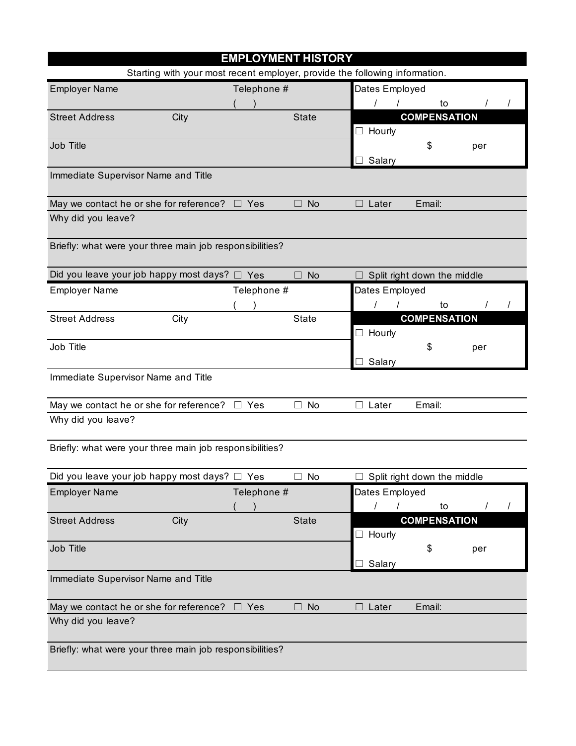# EMPLOYMENT HISTORY

Starting with your most recent employer, provide the following information.

| Employer Name | | Telephone # ( ) | Dates Employed / / to / / |
|---|---|---|---|
| Street Address | City | State | **COMPENSATION** |
| | | | ☐ Hourly |
| Job Title | | | $ per |
| | | | ☐ Salary |
| Immediate Supervisor Name and Title | | | |
| May we contact he or she for reference? | ☐ Yes | ☐ No | ☐ Later Email: |
| Why did you leave? | | | |
| Briefly: what were your three main job responsibilities? | | | |
| Did you leave your job happy most days? | ☐ Yes | ☐ No | ☐ Split right down the middle |

| Employer Name | | Telephone # ( ) | Dates Employed / / to / / |
|---|---|---|---|
| Street Address | City | State | **COMPENSATION** |
| | | | ☐ Hourly |
| Job Title | | | $ per |
| | | | ☐ Salary |
| Immediate Supervisor Name and Title | | | |
| May we contact he or she for reference? | ☐ Yes | ☐ No | ☐ Later Email: |
| Why did you leave? | | | |
| Briefly: what were your three main job responsibilities? | | | |
| Did you leave your job happy most days? | ☐ Yes | ☐ No | ☐ Split right down the middle |

| Employer Name | | Telephone # ( ) | Dates Employed / / to / / |
|---|---|---|---|
| Street Address | City | State | **COMPENSATION** |
| | | | ☐ Hourly |
| Job Title | | | $ per |
| | | | ☐ Salary |
| Immediate Supervisor Name and Title | | | |
| May we contact he or she for reference? | ☐ Yes | ☐ No | ☐ Later Email: |
| Why did you leave? | | | |
| Briefly: what were your three main job responsibilities? | | | |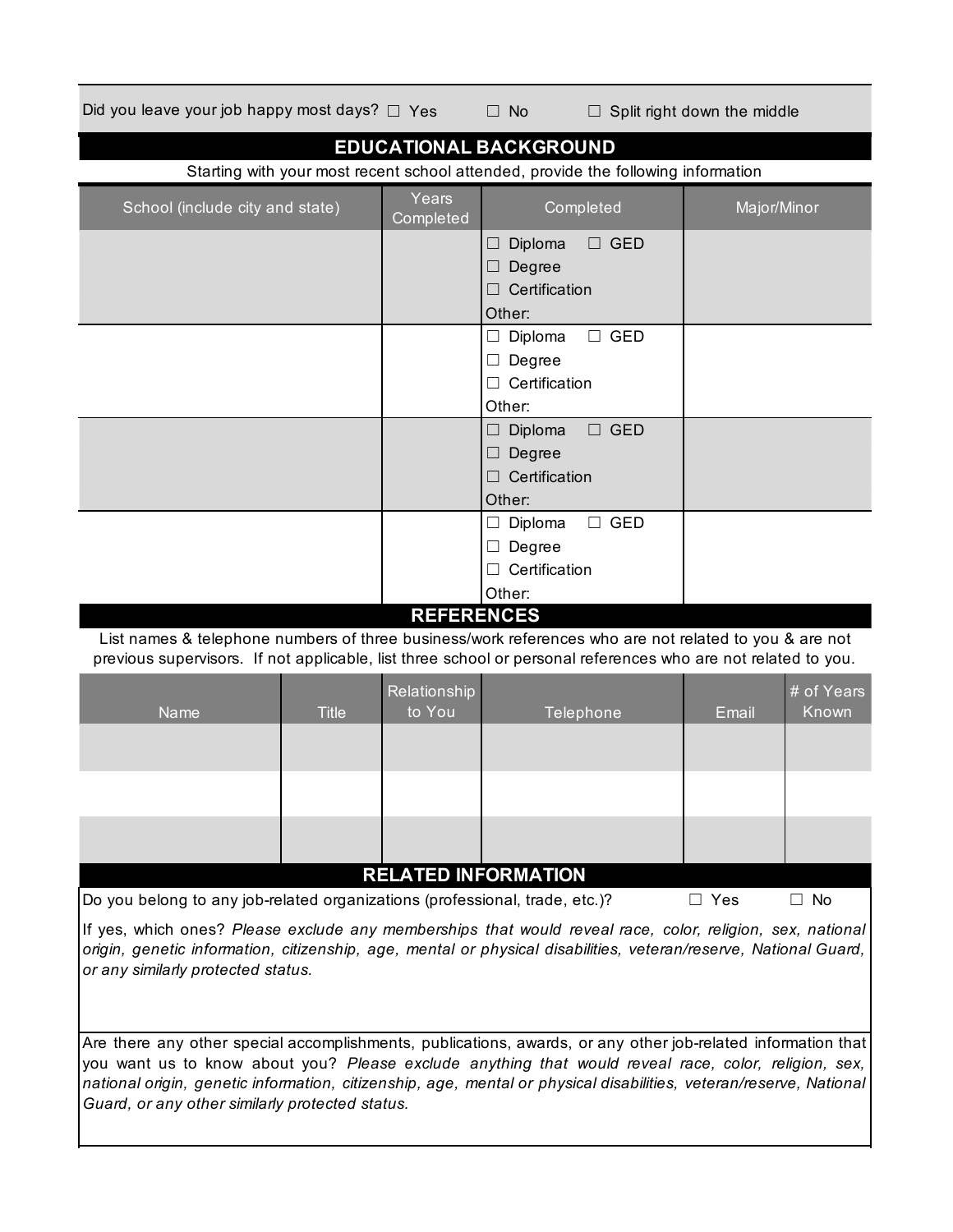Did you leave your job happy most days? ☐ Yes ☐ No ☐ Split right down the middle

## EDUCATIONAL BACKGROUND

Starting with your most recent school attended, provide the following information

| School (include city and state) | Years Completed | Completed | Major/Minor |
|---|---|---|---|
| | | ☐ Diploma ☐ GED<br>☐ Degree<br>☐ Certification<br>Other: | |
| | | ☐ Diploma ☐ GED<br>☐ Degree<br>☐ Certification<br>Other: | |
| | | ☐ Diploma ☐ GED<br>☐ Degree<br>☐ Certification<br>Other: | |
| | | ☐ Diploma ☐ GED<br>☐ Degree<br>☐ Certification<br>Other: | |

## REFERENCES

List names & telephone numbers of three business/work references who are not related to you & are not previous supervisors. If not applicable, list three school or personal references who are not related to you.

| Name | Title | Relationship to You | Telephone | Email | # of Years Known |
|---|---|---|---|---|---|
| | | | | | |
| | | | | | |
| | | | | | |

## RELATED INFORMATION

Do you belong to any job-related organizations (professional, trade, etc.)? ☐ Yes ☐ No

If yes, which ones? *Please exclude any memberships that would reveal race, color, religion, sex, national origin, genetic information, citizenship, age, mental or physical disabilities, veteran/reserve, National Guard, or any similarly protected status.*

Are there any other special accomplishments, publications, awards, or any other job-related information that you want us to know about you? *Please exclude anything that would reveal race, color, religion, sex, national origin, genetic information, citizenship, age, mental or physical disabilities, veteran/reserve, National Guard, or any other similarly protected status.*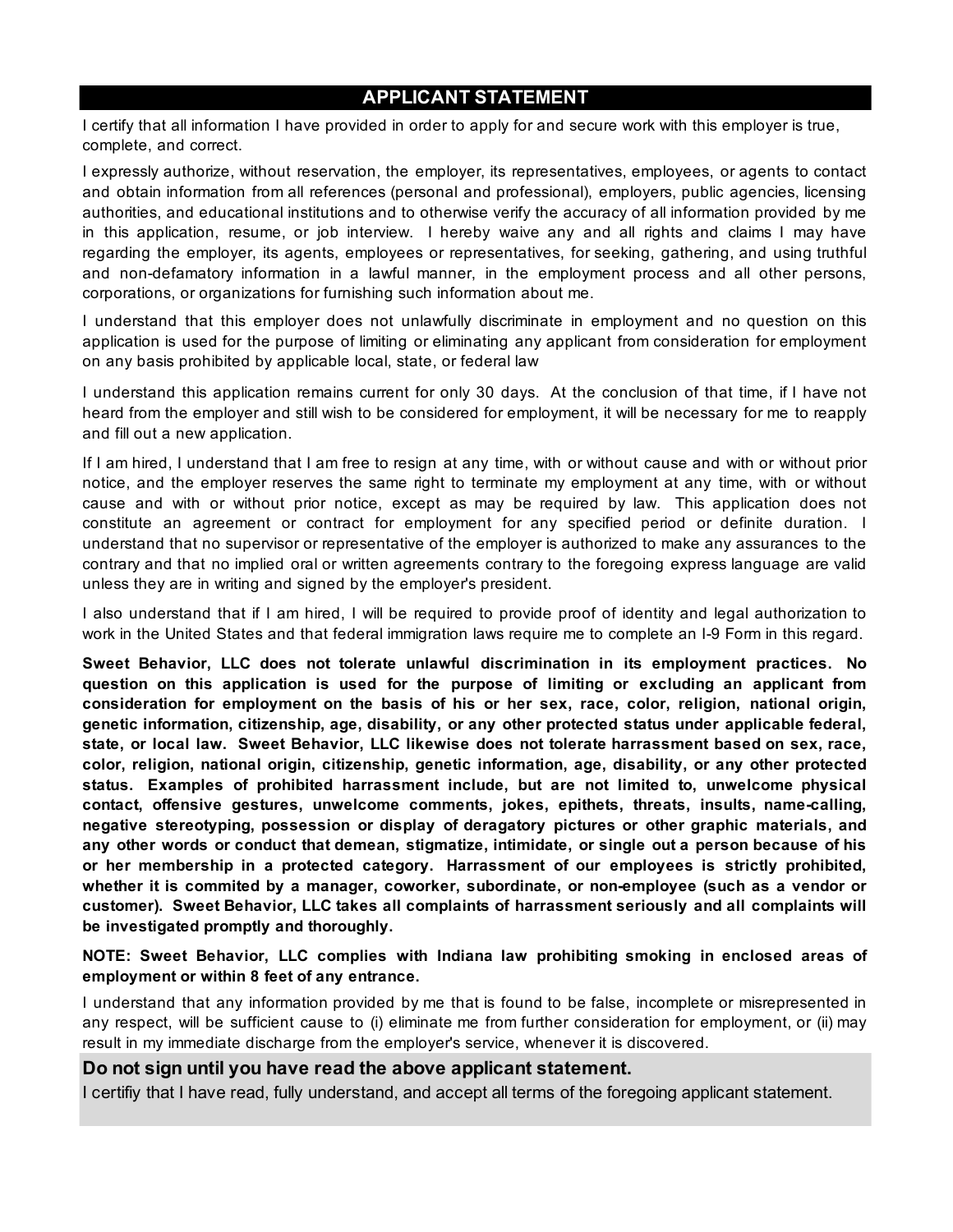## APPLICANT STATEMENT

I certify that all information I have provided in order to apply for and secure work with this employer is true, complete, and correct.

I expressly authorize, without reservation, the employer, its representatives, employees, or agents to contact and obtain information from all references (personal and professional), employers, public agencies, licensing authorities, and educational institutions and to otherwise verify the accuracy of all information provided by me in this application, resume, or job interview. I hereby waive any and all rights and claims I may have regarding the employer, its agents, employees or representatives, for seeking, gathering, and using truthful and non-defamatory information in a lawful manner, in the employment process and all other persons, corporations, or organizations for furnishing such information about me.

I understand that this employer does not unlawfully discriminate in employment and no question on this application is used for the purpose of limiting or eliminating any applicant from consideration for employment on any basis prohibited by applicable local, state, or federal law

I understand this application remains current for only 30 days. At the conclusion of that time, if I have not heard from the employer and still wish to be considered for employment, it will be necessary for me to reapply and fill out a new application.

If I am hired, I understand that I am free to resign at any time, with or without cause and with or without prior notice, and the employer reserves the same right to terminate my employment at any time, with or without cause and with or without prior notice, except as may be required by law. This application does not constitute an agreement or contract for employment for any specified period or definite duration. I understand that no supervisor or representative of the employer is authorized to make any assurances to the contrary and that no implied oral or written agreements contrary to the foregoing express language are valid unless they are in writing and signed by the employer's president.

I also understand that if I am hired, I will be required to provide proof of identity and legal authorization to work in the United States and that federal immigration laws require me to complete an I-9 Form in this regard.

**Sweet Behavior, LLC does not tolerate unlawful discrimination in its employment practices. No question on this application is used for the purpose of limiting or excluding an applicant from consideration for employment on the basis of his or her sex, race, color, religion, national origin, genetic information, citizenship, age, disability, or any other protected status under applicable federal, state, or local law. Sweet Behavior, LLC likewise does not tolerate harrassment based on sex, race, color, religion, national origin, citizenship, genetic information, age, disability, or any other protected status. Examples of prohibited harrassment include, but are not limited to, unwelcome physical contact, offensive gestures, unwelcome comments, jokes, epithets, threats, insults, name-calling, negative stereotyping, possession or display of deragatory pictures or other graphic materials, and any other words or conduct that demean, stigmatize, intimidate, or single out a person because of his or her membership in a protected category. Harrassment of our employees is strictly prohibited, whether it is commited by a manager, coworker, subordinate, or non-employee (such as a vendor or customer). Sweet Behavior, LLC takes all complaints of harrassment seriously and all complaints will be investigated promptly and thoroughly.**

**NOTE: Sweet Behavior, LLC complies with Indiana law prohibiting smoking in enclosed areas of employment or within 8 feet of any entrance.**

I understand that any information provided by me that is found to be false, incomplete or misrepresented in any respect, will be sufficient cause to (i) eliminate me from further consideration for employment, or (ii) may result in my immediate discharge from the employer's service, whenever it is discovered.

**Do not sign until you have read the above applicant statement.**

I certifiy that I have read, fully understand, and accept all terms of the foregoing applicant statement.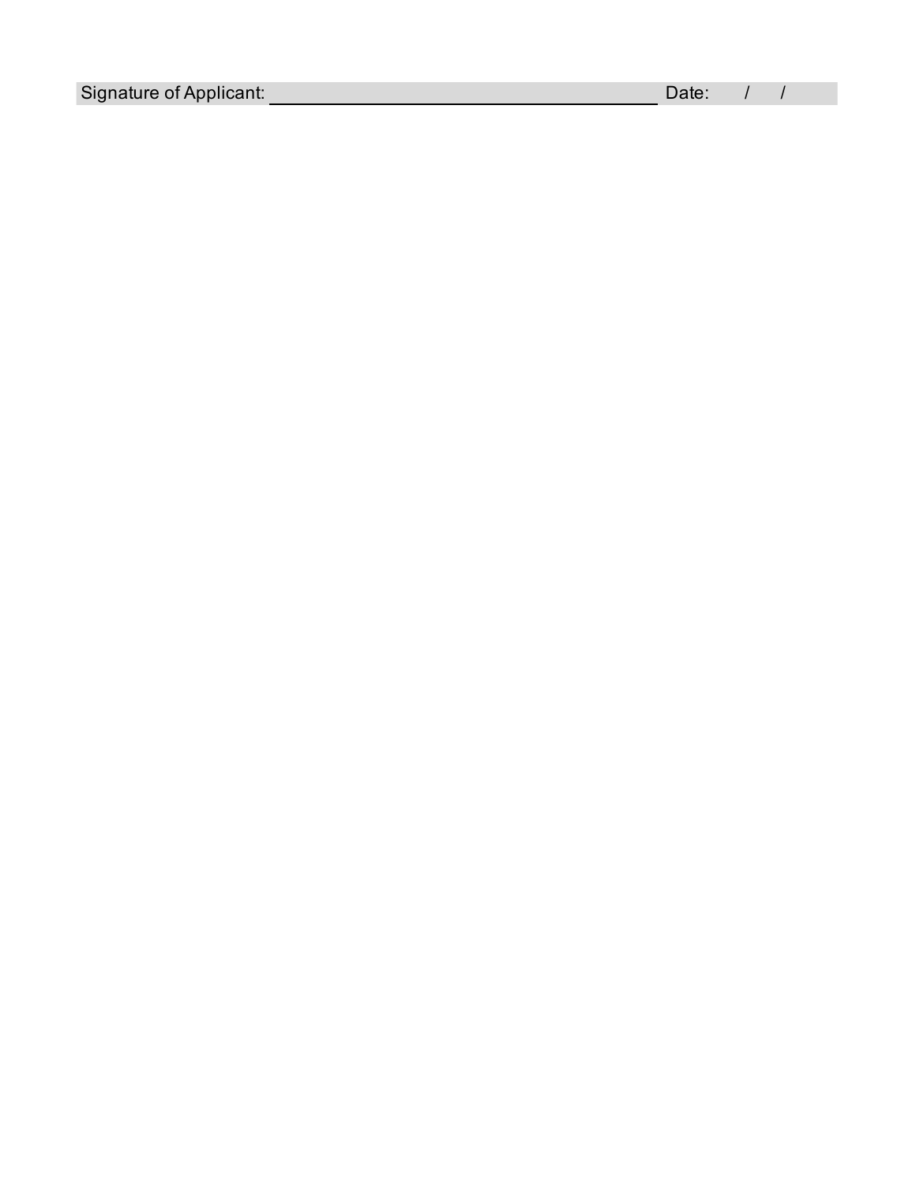Signature of Applicant: ______________________________ Date: / /